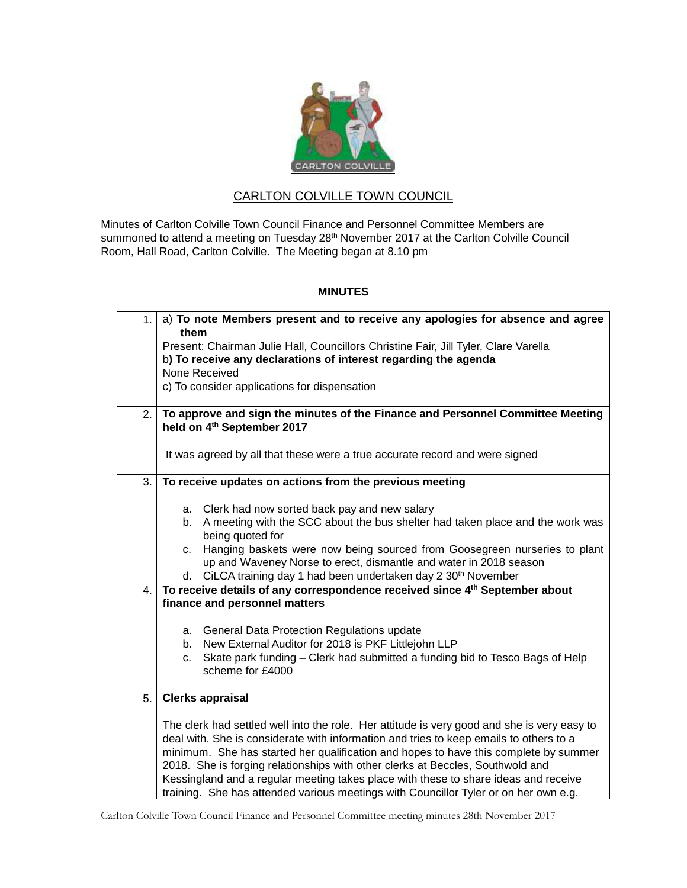# CARLTON COLVILLE TOWN COUNCIL

Minutes of Carlton Colville Town Council Finance and Personnel Committee Members are summoned to attend a meeting on Tuesday 28th November 2017 at the Carlton Colville Council Room, Hall Road, Carlton Colville. The Meeting began at 8.10 pm

**MINUTES**

| | |
|---|---|
| 1. | a) **To note Members present and to receive any apologies for absence and agree them**<br>Present: Chairman Julie Hall, Councillors Christine Fair, Jill Tyler, Clare Varella<br>b**) To receive any declarations of interest regarding the agenda**<br>None Received<br>c) To consider applications for dispensation |
| 2. | **To approve and sign the minutes of the Finance and Personnel Committee Meeting held on 4th September 2017**<br><br>It was agreed by all that these were a true accurate record and were signed |
| 3. | **To receive updates on actions from the previous meeting**<br><br>a. Clerk had now sorted back pay and new salary<br>b. A meeting with the SCC about the bus shelter had taken place and the work was being quoted for<br>c. Hanging baskets were now being sourced from Goosegreen nurseries to plant up and Waveney Norse to erect, dismantle and water in 2018 season<br>d. CiLCA training day 1 had been undertaken day 2 30th November |
| 4. | **To receive details of any correspondence received since 4th September about finance and personnel matters**<br><br>a. General Data Protection Regulations update<br>b. New External Auditor for 2018 is PKF Littlejohn LLP<br>c. Skate park funding – Clerk had submitted a funding bid to Tesco Bags of Help scheme for £4000 |
| 5. | **Clerks appraisal**<br><br>The clerk had settled well into the role. Her attitude is very good and she is very easy to deal with. She is considerate with information and tries to keep emails to others to a minimum. She has started her qualification and hopes to have this complete by summer 2018. She is forging relationships with other clerks at Beccles, Southwold and Kessingland and a regular meeting takes place with these to share ideas and receive training. She has attended various meetings with Councillor Tyler or on her own e.g. |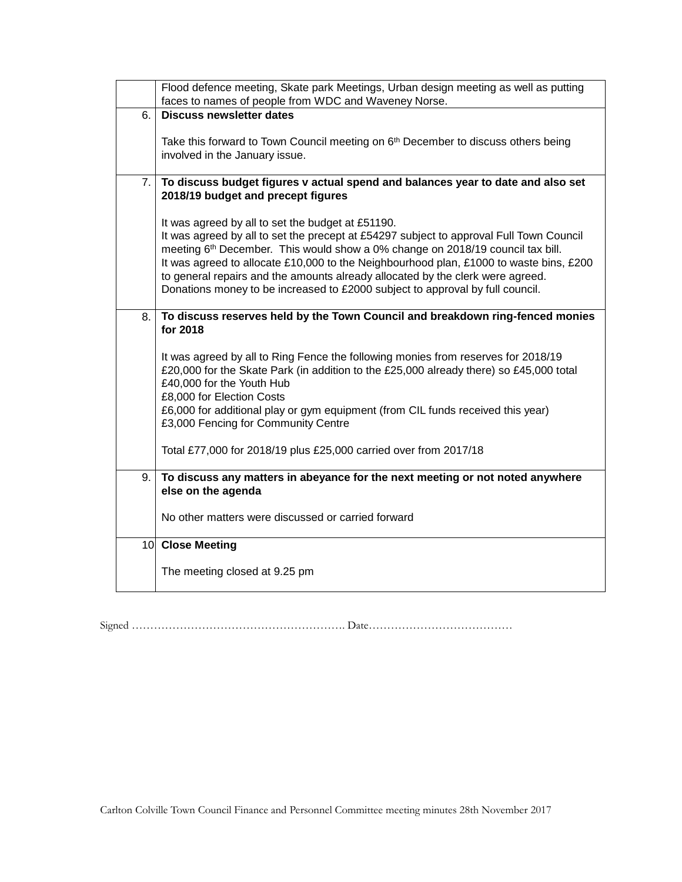| | |
|---|---|
| | Flood defence meeting, Skate park Meetings, Urban design meeting as well as putting faces to names of people from WDC and Waveney Norse. |
| 6. | **Discuss newsletter dates**<br><br>Take this forward to Town Council meeting on 6th December to discuss others being involved in the January issue. |
| 7. | **To discuss budget figures v actual spend and balances year to date and also set 2018/19 budget and precept figures**<br><br>It was agreed by all to set the budget at £51190.<br>It was agreed by all to set the precept at £54297 subject to approval Full Town Council meeting 6th December. This would show a 0% change on 2018/19 council tax bill.<br>It was agreed to allocate £10,000 to the Neighbourhood plan, £1000 to waste bins, £200 to general repairs and the amounts already allocated by the clerk were agreed.<br>Donations money to be increased to £2000 subject to approval by full council. |
| 8. | **To discuss reserves held by the Town Council and breakdown ring-fenced monies for 2018**<br><br>It was agreed by all to Ring Fence the following monies from reserves for 2018/19<br>£20,000 for the Skate Park (in addition to the £25,000 already there) so £45,000 total<br>£40,000 for the Youth Hub<br>£8,000 for Election Costs<br>£6,000 for additional play or gym equipment (from CIL funds received this year)<br>£3,000 Fencing for Community Centre<br><br>Total £77,000 for 2018/19 plus £25,000 carried over from 2017/18 |
| 9. | **To discuss any matters in abeyance for the next meeting or not noted anywhere else on the agenda**<br><br>No other matters were discussed or carried forward |
| 10 | **Close Meeting**<br><br>The meeting closed at 9.25 pm |

Signed …………………………………………………. Date…………………………………